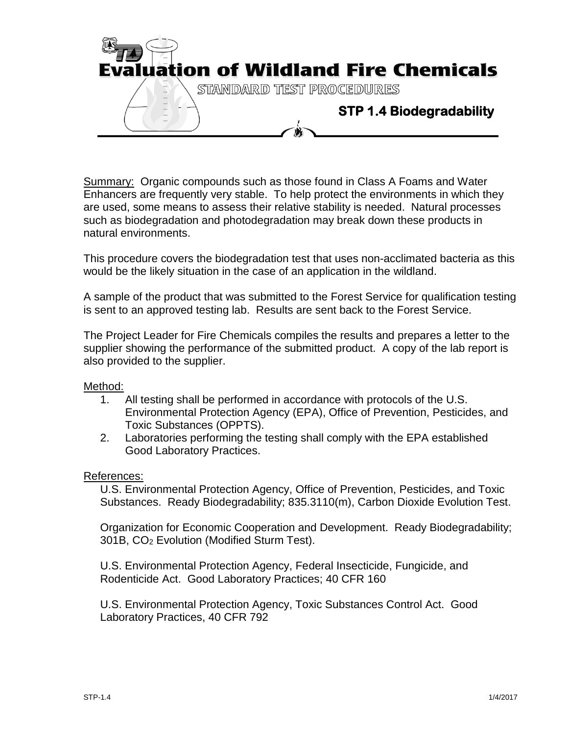# Evaluation of Wildland Fire Chemicals

## STANDARD TEST PROCEDURES

## STP 1.4 Biodegradability

Summary: Organic compounds such as those found in Class A Foams and Water Enhancers are frequently very stable. To help protect the environments in which they are used, some means to assess their relative stability is needed. Natural processes such as biodegradation and photodegradation may break down these products in natural environments.

This procedure covers the biodegradation test that uses non-acclimated bacteria as this would be the likely situation in the case of an application in the wildland.

A sample of the product that was submitted to the Forest Service for qualification testing is sent to an approved testing lab. Results are sent back to the Forest Service.

The Project Leader for Fire Chemicals compiles the results and prepares a letter to the supplier showing the performance of the submitted product. A copy of the lab report is also provided to the supplier.

Method:

1. All testing shall be performed in accordance with protocols of the U.S. Environmental Protection Agency (EPA), Office of Prevention, Pesticides, and Toxic Substances (OPPTS).
2. Laboratories performing the testing shall comply with the EPA established Good Laboratory Practices.

References:

U.S. Environmental Protection Agency, Office of Prevention, Pesticides, and Toxic Substances. Ready Biodegradability; 835.3110(m), Carbon Dioxide Evolution Test.

Organization for Economic Cooperation and Development. Ready Biodegradability; 301B, $CO_2$ Evolution (Modified Sturm Test).

U.S. Environmental Protection Agency, Federal Insecticide, Fungicide, and Rodenticide Act. Good Laboratory Practices; 40 CFR 160

U.S. Environmental Protection Agency, Toxic Substances Control Act. Good Laboratory Practices, 40 CFR 792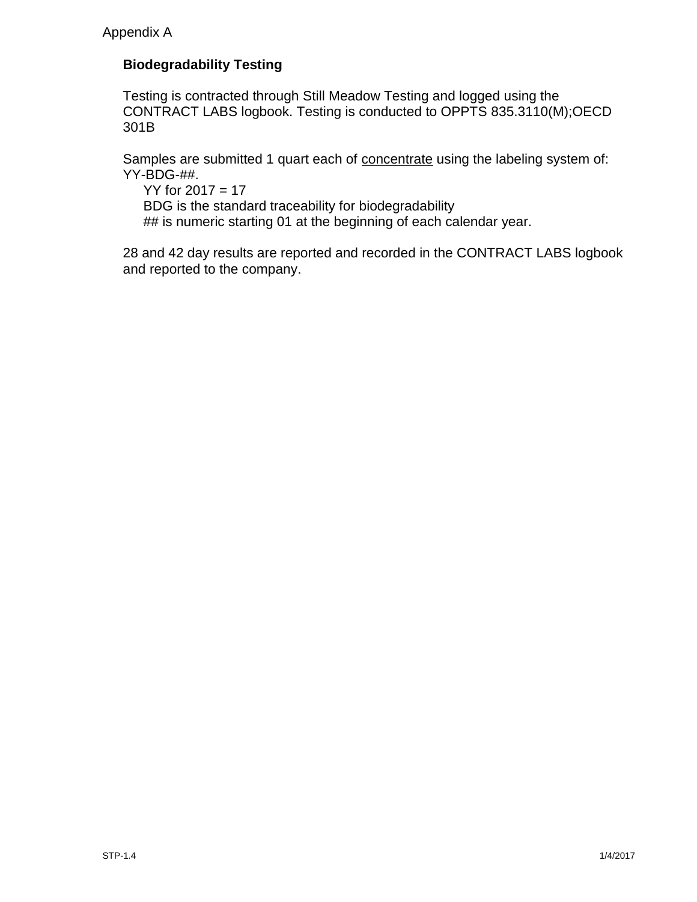Appendix A

**Biodegradability Testing**

Testing is contracted through Still Meadow Testing and logged using the CONTRACT LABS logbook. Testing is conducted to OPPTS 835.3110(M);OECD 301B

Samples are submitted 1 quart each of <u>concentrate</u> using the labeling system of: YY-BDG-##.

- YY for 2017 = 17
- BDG is the standard traceability for biodegradability
- ## is numeric starting 01 at the beginning of each calendar year.

28 and 42 day results are reported and recorded in the CONTRACT LABS logbook and reported to the company.